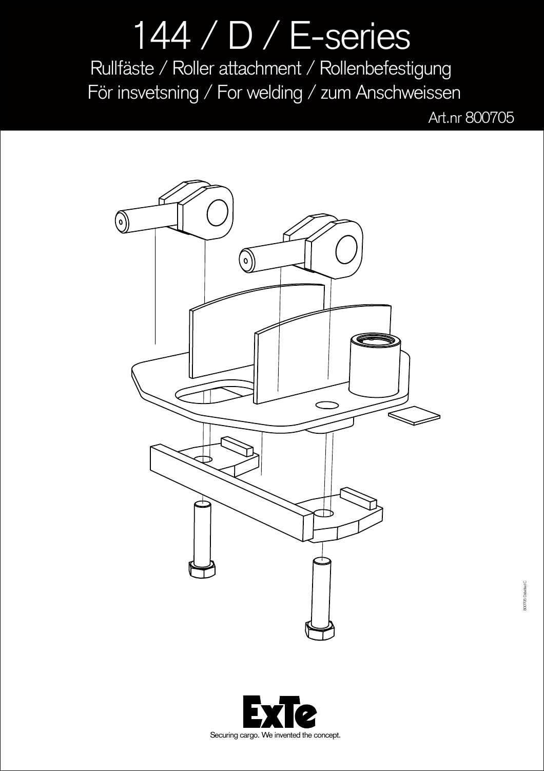# 144 / D / E-series

## Rullfäste / Roller attachment / Rollenbefestigung

## För insvetsning / For welding / zum Anschweissen

Art.nr 800705

800705 Datablad C

Securing cargo. We invented the concept.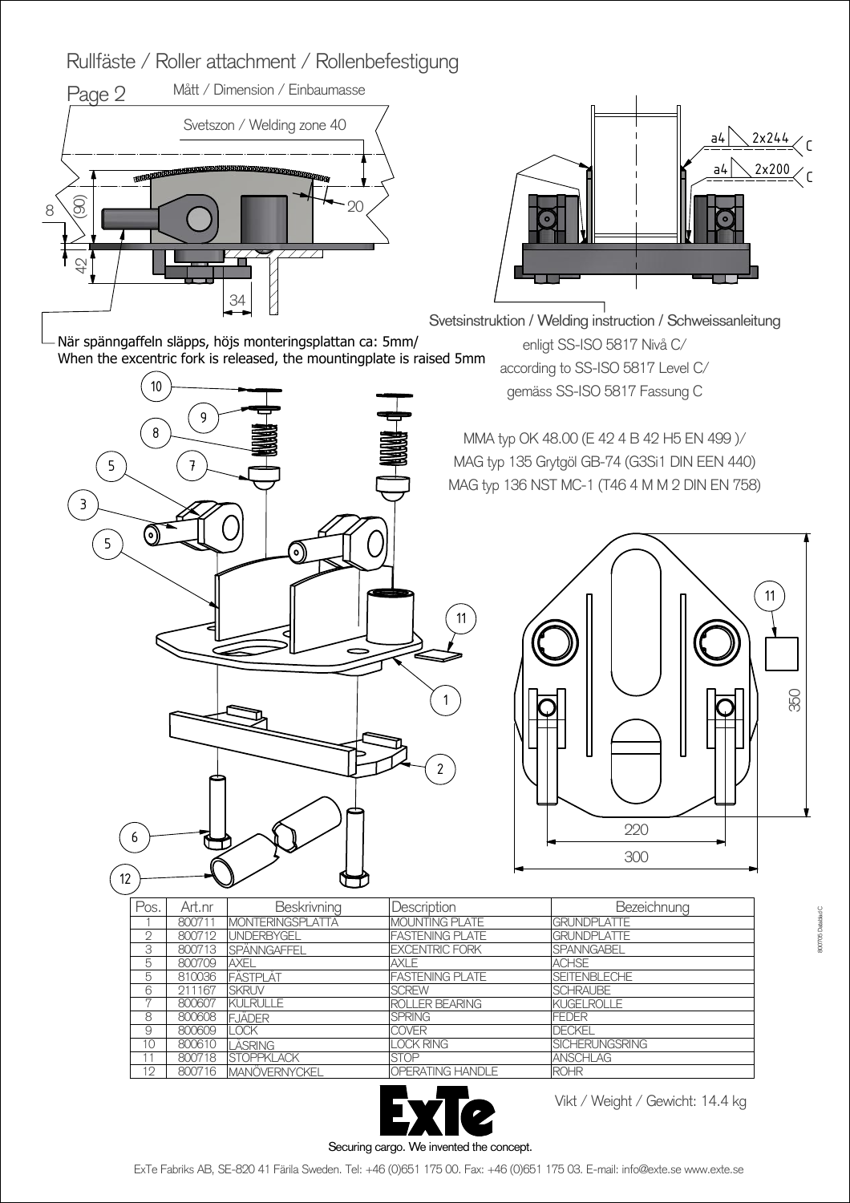# Rullfäste / Roller attachment / Rollenbefestigung

Page 2

Mått / Dimension / Einbaumasse

Svetszon / Welding zone 40

20

8

(90)

42

34

När spänngaffeln släpps, höjs monteringsplattan ca: 5mm/
When the excentric fork is released, the mountingplate is raised 5mm

a4 2x244 C

a4 2x200 C

Svetsinstruktion / Welding instruction / Schweissanleitung

enligt SS-ISO 5817 Nivå C/
according to SS-ISO 5817 Level C/
gemäss SS-ISO 5817 Fassung C

MMA typ OK 48.00 (E 42 4 B 42 H5 EN 499 )/
MAG typ 135 Grytgöl GB-74 (G3Si1 DIN EEN 440)
MAG typ 136 NST MC-1 (T46 4 M M 2 DIN EN 758)

10, 9, 8, 7, 5, 3, 5, 11, 1, 2, 6, 12

11

350

220

300

| Pos. | Art.nr | Beskrivning | Description | Bezeichnung |
|---|---|---|---|---|
| 1 | 800711 | MONTERINGSPLATTA | MOUNTING PLATE | GRUNDPLATTE |
| 2 | 800712 | UNDERBYGEL | FASTENING PLATE | GRUNDPLATTE |
| 3 | 800713 | SPÄNNGAFFEL | EXCENTRIC FORK | SPANNGABEL |
| 5 | 800709 | AXEL | AXLE | ACHSE |
| 5 | 810036 | FÄSTPLÅT | FASTENING PLATE | SEITENBLECHE |
| 6 | 211167 | SKRUV | SCREW | SCHRAUBE |
| 7 | 800607 | KULRULLE | ROLLER BEARING | KUGELROLLE |
| 8 | 800608 | FJÄDER | SPRING | FEDER |
| 9 | 800609 | LOCK | COVER | DECKEL |
| 10 | 800610 | LÅSRING | LOCK RING | SICHERUNGSRING |
| 11 | 800718 | STOPPKLACK | STOP | ANSCHLAG |
| 12 | 800716 | MANÖVERNYCKEL | OPERATING HANDLE | ROHR |

Vikt / Weight / Gewicht: 14.4 kg

ExTe

Securing cargo. We invented the concept.

ExTe Fabriks AB, SE-820 41 Färila Sweden. Tel: +46 (0)651 175 00. Fax: +46 (0)651 175 03. E-mail: info@exte.se www.exte.se